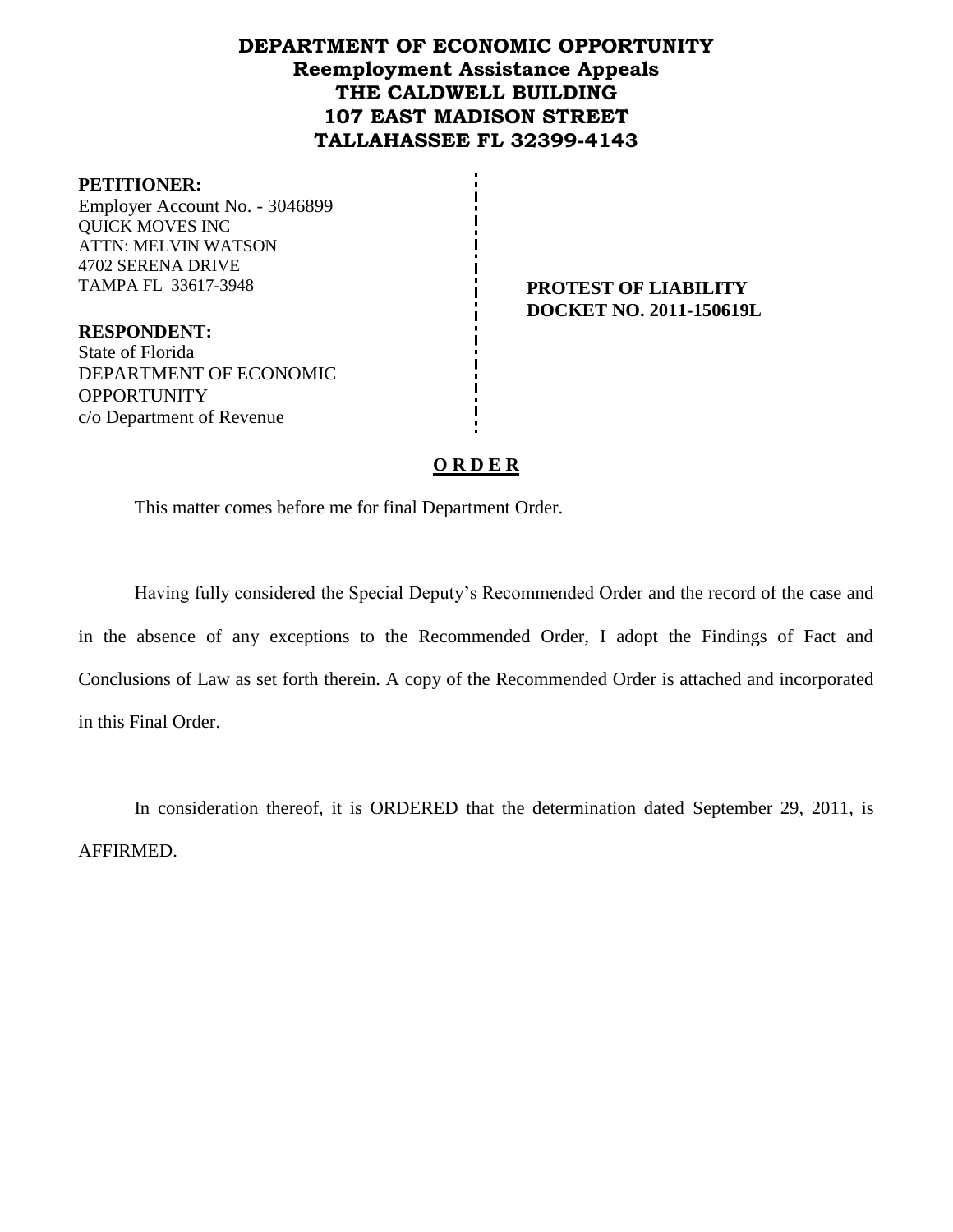# DEPARTMENT OF ECONOMIC OPPORTUNITY
## Reemployment Assistance Appeals
## THE CALDWELL BUILDING
## 107 EAST MADISON STREET
## TALLAHASSEE FL 32399-4143

**PETITIONER:**
Employer Account No. - 3046899
QUICK MOVES INC
ATTN: MELVIN WATSON
4702 SERENA DRIVE
TAMPA FL 33617-3948

**PROTEST OF LIABILITY**
**DOCKET NO. 2011-150619L**

**RESPONDENT:**
State of Florida
DEPARTMENT OF ECONOMIC OPPORTUNITY
c/o Department of Revenue

**O R D E R**

This matter comes before me for final Department Order.

Having fully considered the Special Deputy's Recommended Order and the record of the case and in the absence of any exceptions to the Recommended Order, I adopt the Findings of Fact and Conclusions of Law as set forth therein. A copy of the Recommended Order is attached and incorporated in this Final Order.

In consideration thereof, it is ORDERED that the determination dated September 29, 2011, is AFFIRMED.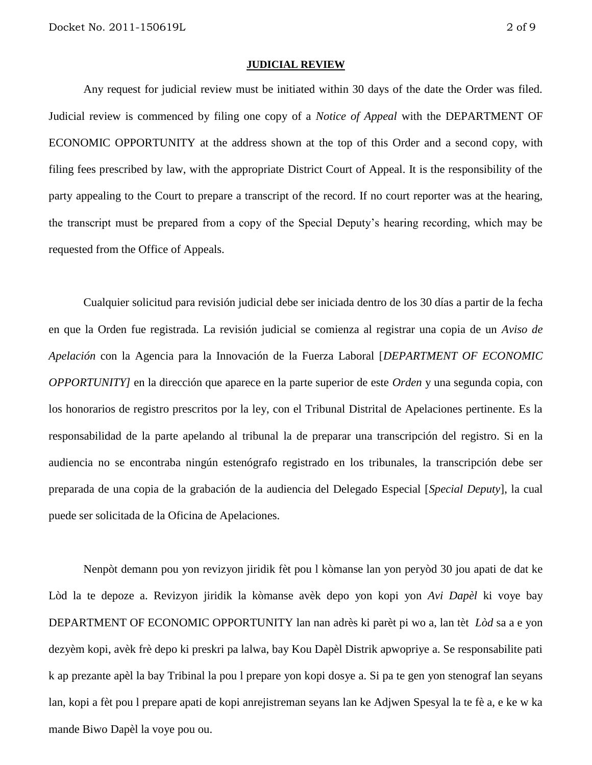**JUDICIAL REVIEW**

Any request for judicial review must be initiated within 30 days of the date the Order was filed. Judicial review is commenced by filing one copy of a *Notice of Appeal* with the DEPARTMENT OF ECONOMIC OPPORTUNITY at the address shown at the top of this Order and a second copy, with filing fees prescribed by law, with the appropriate District Court of Appeal. It is the responsibility of the party appealing to the Court to prepare a transcript of the record. If no court reporter was at the hearing, the transcript must be prepared from a copy of the Special Deputy's hearing recording, which may be requested from the Office of Appeals.

Cualquier solicitud para revisión judicial debe ser iniciada dentro de los 30 días a partir de la fecha en que la Orden fue registrada. La revisión judicial se comienza al registrar una copia de un *Aviso de Apelación* con la Agencia para la Innovación de la Fuerza Laboral [*DEPARTMENT OF ECONOMIC OPPORTUNITY]* en la dirección que aparece en la parte superior de este *Orden* y una segunda copia, con los honorarios de registro prescritos por la ley, con el Tribunal Distrital de Apelaciones pertinente. Es la responsabilidad de la parte apelando al tribunal la de preparar una transcripción del registro. Si en la audiencia no se encontraba ningún estenógrafo registrado en los tribunales, la transcripción debe ser preparada de una copia de la grabación de la audiencia del Delegado Especial [*Special Deputy*], la cual puede ser solicitada de la Oficina de Apelaciones.

Nenpòt demann pou yon revizyon jiridik fèt pou l kòmanse lan yon peryòd 30 jou apati de dat ke Lòd la te depoze a. Revizyon jiridik la kòmanse avèk depo yon kopi yon *Avi Dapèl* ki voye bay DEPARTMENT OF ECONOMIC OPPORTUNITY lan nan adrès ki parèt pi wo a, lan tèt *Lòd* sa a e yon dezyèm kopi, avèk frè depo ki preskri pa lalwa, bay Kou Dapèl Distrik apwopriye a. Se responsabilite pati k ap prezante apèl la bay Tribinal la pou l prepare yon kopi dosye a. Si pa te gen yon stenograf lan seyans lan, kopi a fèt pou l prepare apati de kopi anrejistreman seyans lan ke Adjwen Spesyal la te fè a, e ke w ka mande Biwo Dapèl la voye pou ou.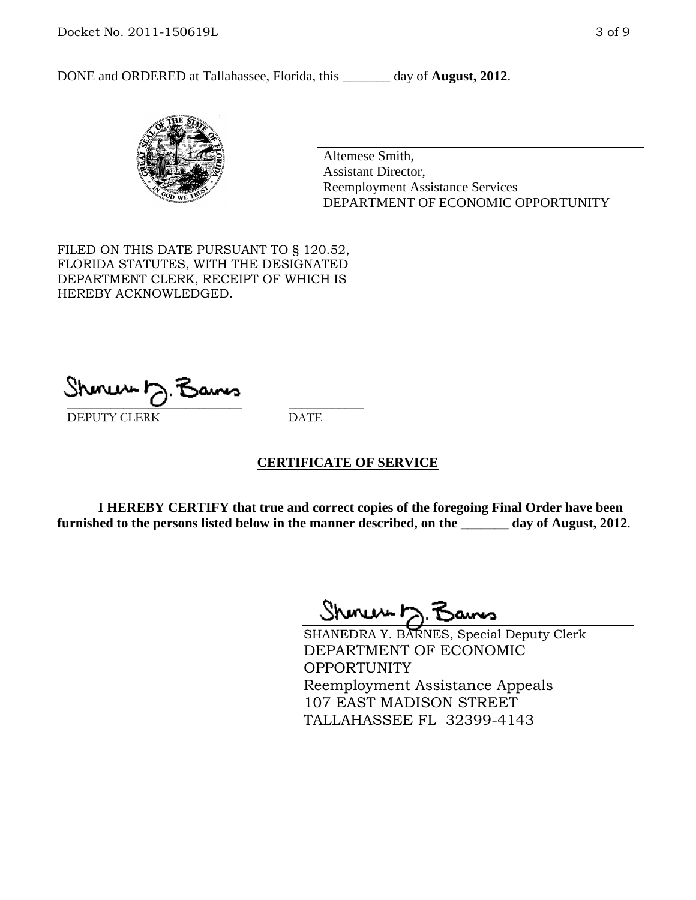DONE and ORDERED at Tallahassee, Florida, this _______ day of **August, 2012**.

Altemese Smith,
Assistant Director,
Reemployment Assistance Services
DEPARTMENT OF ECONOMIC OPPORTUNITY

FILED ON THIS DATE PURSUANT TO § 120.52, FLORIDA STATUTES, WITH THE DESIGNATED DEPARTMENT CLERK, RECEIPT OF WHICH IS HEREBY ACKNOWLEDGED.

___________________________ ___________
DEPUTY CLERK DATE

## CERTIFICATE OF SERVICE

**I HEREBY CERTIFY that true and correct copies of the foregoing Final Order have been furnished to the persons listed below in the manner described, on the _______ day of August, 2012**.

SHANEDRA Y. BARNES, Special Deputy Clerk
DEPARTMENT OF ECONOMIC OPPORTUNITY
Reemployment Assistance Appeals
107 EAST MADISON STREET
TALLAHASSEE FL 32399-4143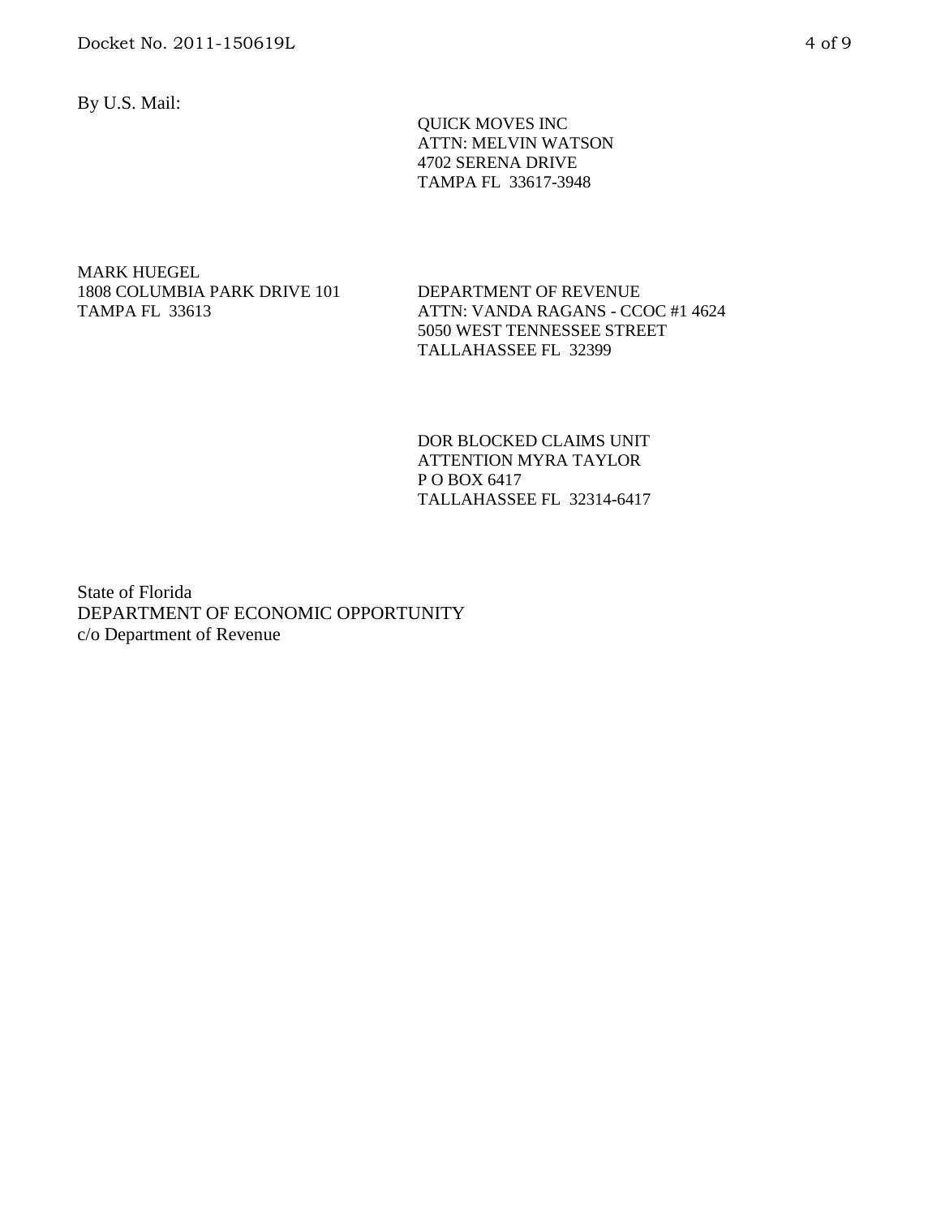By U.S. Mail:

QUICK MOVES INC  
ATTN: MELVIN WATSON  
4702 SERENA DRIVE  
TAMPA FL 33617-3948

MARK HUEGEL  
1808 COLUMBIA PARK DRIVE 101  
TAMPA FL 33613

DEPARTMENT OF REVENUE  
ATTN: VANDA RAGANS - CCOC #1 4624  
5050 WEST TENNESSEE STREET  
TALLAHASSEE FL 32399

DOR BLOCKED CLAIMS UNIT  
ATTENTION MYRA TAYLOR  
P O BOX 6417  
TALLAHASSEE FL 32314-6417

State of Florida  
DEPARTMENT OF ECONOMIC OPPORTUNITY  
c/o Department of Revenue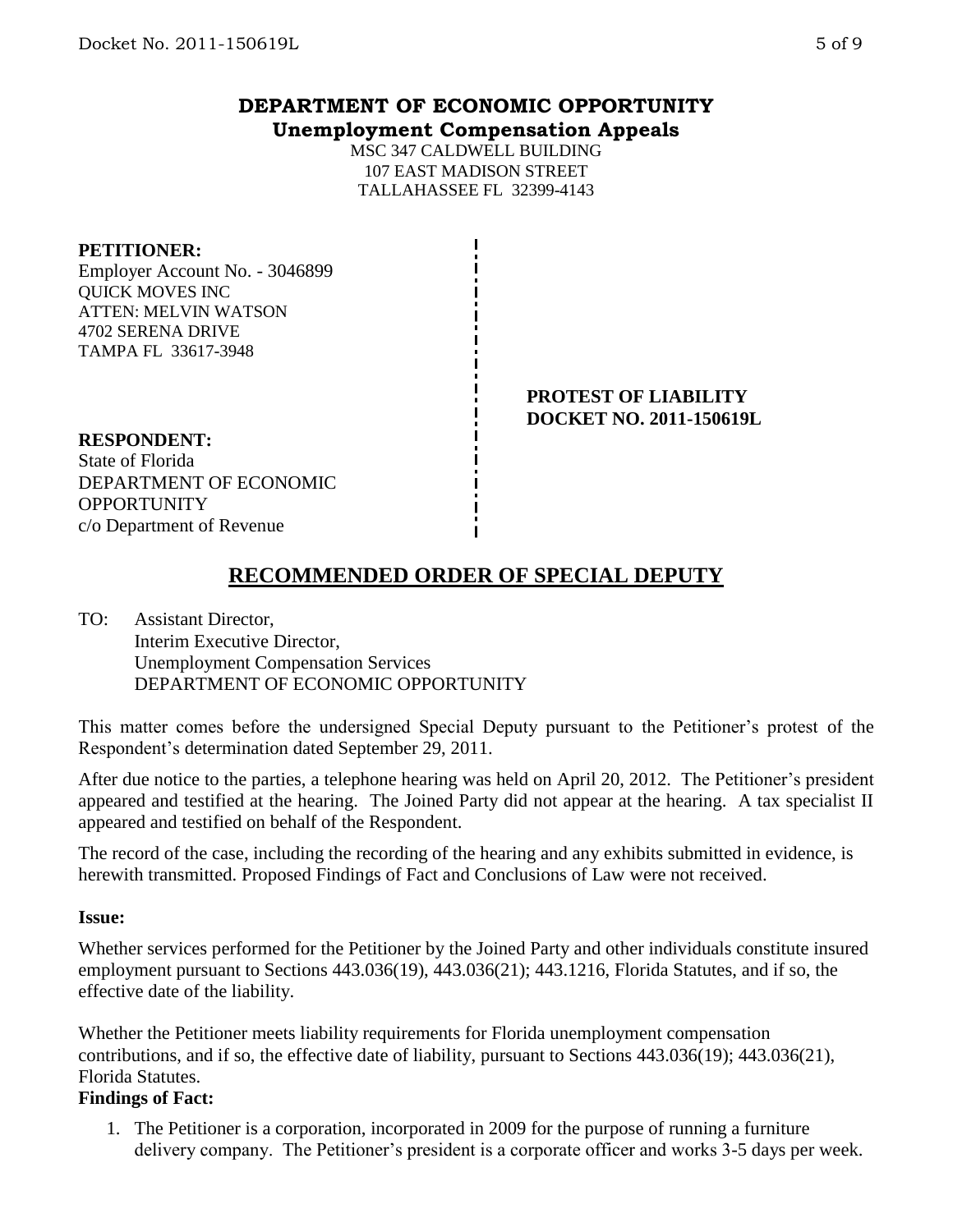# DEPARTMENT OF ECONOMIC OPPORTUNITY
## Unemployment Compensation Appeals

MSC 347 CALDWELL BUILDING
107 EAST MADISON STREET
TALLAHASSEE FL 32399-4143

**PETITIONER:**
Employer Account No. - 3046899
QUICK MOVES INC
ATTEN: MELVIN WATSON
4702 SERENA DRIVE
TAMPA FL 33617-3948

**PROTEST OF LIABILITY**
**DOCKET NO. 2011-150619L**

**RESPONDENT:**
State of Florida
DEPARTMENT OF ECONOMIC OPPORTUNITY
c/o Department of Revenue

## RECOMMENDED ORDER OF SPECIAL DEPUTY

TO: Assistant Director,
Interim Executive Director,
Unemployment Compensation Services
DEPARTMENT OF ECONOMIC OPPORTUNITY

This matter comes before the undersigned Special Deputy pursuant to the Petitioner's protest of the Respondent's determination dated September 29, 2011.

After due notice to the parties, a telephone hearing was held on April 20, 2012. The Petitioner's president appeared and testified at the hearing. The Joined Party did not appear at the hearing. A tax specialist II appeared and testified on behalf of the Respondent.

The record of the case, including the recording of the hearing and any exhibits submitted in evidence, is herewith transmitted. Proposed Findings of Fact and Conclusions of Law were not received.

**Issue:**

Whether services performed for the Petitioner by the Joined Party and other individuals constitute insured employment pursuant to Sections 443.036(19), 443.036(21); 443.1216, Florida Statutes, and if so, the effective date of the liability.

Whether the Petitioner meets liability requirements for Florida unemployment compensation contributions, and if so, the effective date of liability, pursuant to Sections 443.036(19); 443.036(21), Florida Statutes.

**Findings of Fact:**

1. The Petitioner is a corporation, incorporated in 2009 for the purpose of running a furniture delivery company. The Petitioner's president is a corporate officer and works 3-5 days per week.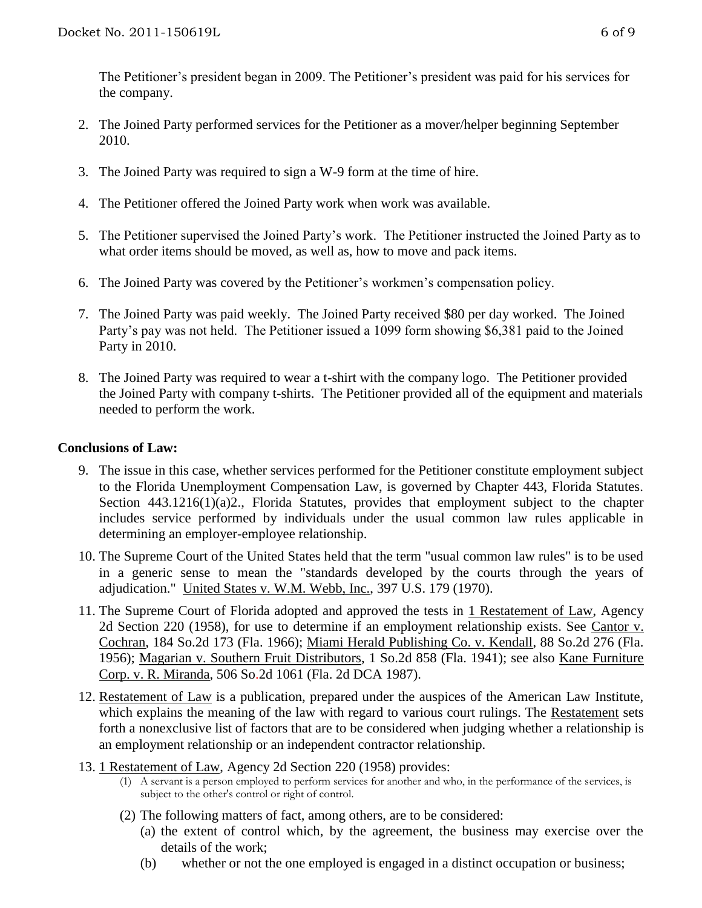The Petitioner's president began in 2009. The Petitioner's president was paid for his services for the company.

2. The Joined Party performed services for the Petitioner as a mover/helper beginning September 2010.
3. The Joined Party was required to sign a W-9 form at the time of hire.
4. The Petitioner offered the Joined Party work when work was available.
5. The Petitioner supervised the Joined Party's work. The Petitioner instructed the Joined Party as to what order items should be moved, as well as, how to move and pack items.
6. The Joined Party was covered by the Petitioner's workmen's compensation policy.
7. The Joined Party was paid weekly. The Joined Party received $80 per day worked. The Joined Party's pay was not held. The Petitioner issued a 1099 form showing $6,381 paid to the Joined Party in 2010.
8. The Joined Party was required to wear a t-shirt with the company logo. The Petitioner provided the Joined Party with company t-shirts. The Petitioner provided all of the equipment and materials needed to perform the work.

**Conclusions of Law:**

9. The issue in this case, whether services performed for the Petitioner constitute employment subject to the Florida Unemployment Compensation Law, is governed by Chapter 443, Florida Statutes. Section 443.1216(1)(a)2., Florida Statutes, provides that employment subject to the chapter includes service performed by individuals under the usual common law rules applicable in determining an employer-employee relationship.
10. The Supreme Court of the United States held that the term "usual common law rules" is to be used in a generic sense to mean the "standards developed by the courts through the years of adjudication." United States v. W.M. Webb, Inc., 397 U.S. 179 (1970).
11. The Supreme Court of Florida adopted and approved the tests in 1 Restatement of Law, Agency 2d Section 220 (1958), for use to determine if an employment relationship exists. See Cantor v. Cochran, 184 So.2d 173 (Fla. 1966); Miami Herald Publishing Co. v. Kendall, 88 So.2d 276 (Fla. 1956); Magarian v. Southern Fruit Distributors, 1 So.2d 858 (Fla. 1941); see also Kane Furniture Corp. v. R. Miranda, 506 So.2d 1061 (Fla. 2d DCA 1987).
12. Restatement of Law is a publication, prepared under the auspices of the American Law Institute, which explains the meaning of the law with regard to various court rulings. The Restatement sets forth a nonexclusive list of factors that are to be considered when judging whether a relationship is an employment relationship or an independent contractor relationship.
13. 1 Restatement of Law, Agency 2d Section 220 (1958) provides:
    (1) A servant is a person employed to perform services for another and who, in the performance of the services, is subject to the other's control or right of control.
    (2) The following matters of fact, among others, are to be considered:
        (a) the extent of control which, by the agreement, the business may exercise over the details of the work;
        (b) whether or not the one employed is engaged in a distinct occupation or business;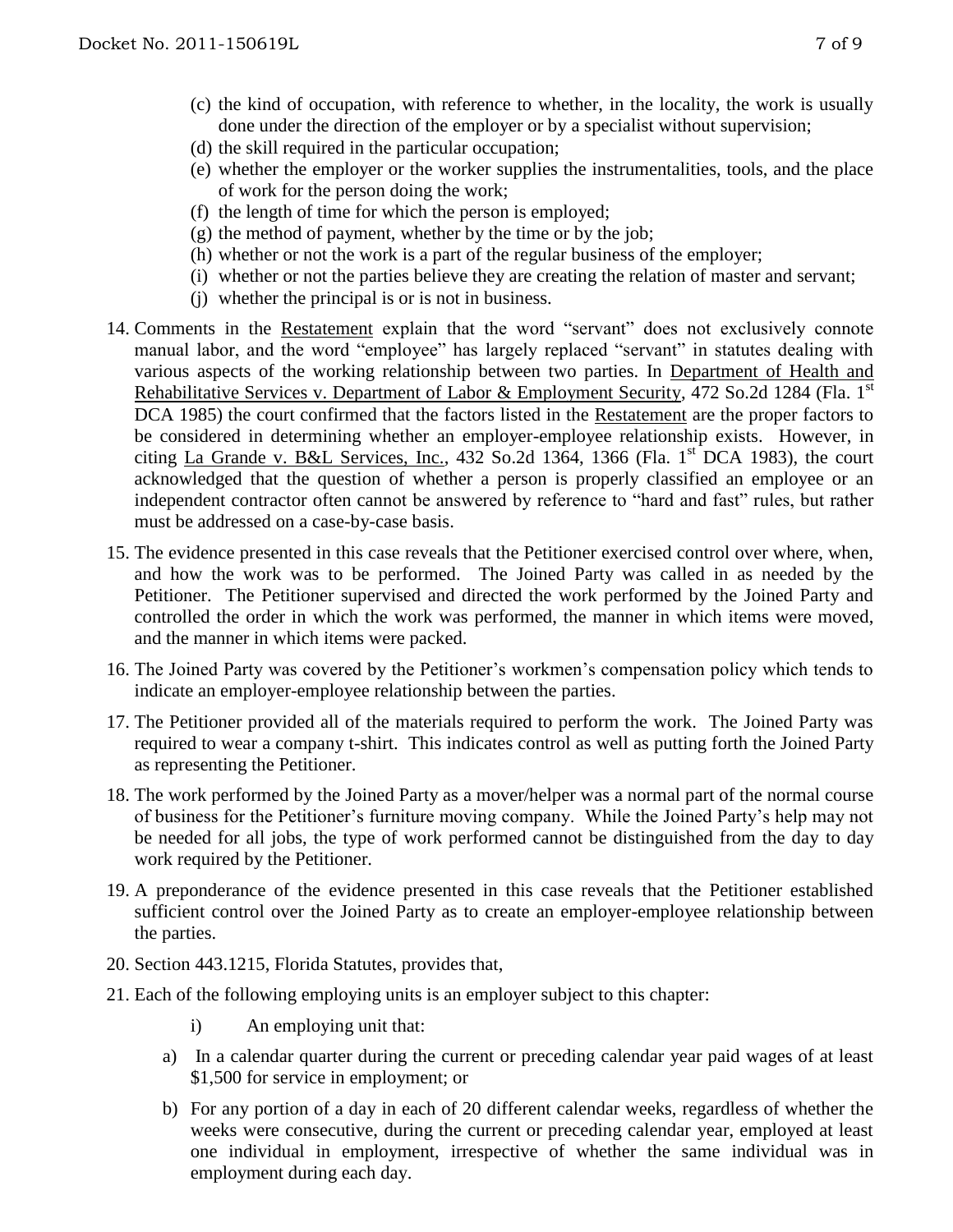(c) the kind of occupation, with reference to whether, in the locality, the work is usually done under the direction of the employer or by a specialist without supervision;

(d) the skill required in the particular occupation;

(e) whether the employer or the worker supplies the instrumentalities, tools, and the place of work for the person doing the work;

(f) the length of time for which the person is employed;

(g) the method of payment, whether by the time or by the job;

(h) whether or not the work is a part of the regular business of the employer;

(i) whether or not the parties believe they are creating the relation of master and servant;

(j) whether the principal is or is not in business.

14. Comments in the Restatement explain that the word "servant" does not exclusively connote manual labor, and the word "employee" has largely replaced "servant" in statutes dealing with various aspects of the working relationship between two parties. In Department of Health and Rehabilitative Services v. Department of Labor & Employment Security, 472 So.2d 1284 (Fla. 1st DCA 1985) the court confirmed that the factors listed in the Restatement are the proper factors to be considered in determining whether an employer-employee relationship exists. However, in citing La Grande v. B&L Services, Inc., 432 So.2d 1364, 1366 (Fla. 1st DCA 1983), the court acknowledged that the question of whether a person is properly classified an employee or an independent contractor often cannot be answered by reference to "hard and fast" rules, but rather must be addressed on a case-by-case basis.

15. The evidence presented in this case reveals that the Petitioner exercised control over where, when, and how the work was to be performed. The Joined Party was called in as needed by the Petitioner. The Petitioner supervised and directed the work performed by the Joined Party and controlled the order in which the work was performed, the manner in which items were moved, and the manner in which items were packed.

16. The Joined Party was covered by the Petitioner's workmen's compensation policy which tends to indicate an employer-employee relationship between the parties.

17. The Petitioner provided all of the materials required to perform the work. The Joined Party was required to wear a company t-shirt. This indicates control as well as putting forth the Joined Party as representing the Petitioner.

18. The work performed by the Joined Party as a mover/helper was a normal part of the normal course of business for the Petitioner's furniture moving company. While the Joined Party's help may not be needed for all jobs, the type of work performed cannot be distinguished from the day to day work required by the Petitioner.

19. A preponderance of the evidence presented in this case reveals that the Petitioner established sufficient control over the Joined Party as to create an employer-employee relationship between the parties.

20. Section 443.1215, Florida Statutes, provides that,

21. Each of the following employing units is an employer subject to this chapter:

    i) An employing unit that:

   a) In a calendar quarter during the current or preceding calendar year paid wages of at least $1,500 for service in employment; or

   b) For any portion of a day in each of 20 different calendar weeks, regardless of whether the weeks were consecutive, during the current or preceding calendar year, employed at least one individual in employment, irrespective of whether the same individual was in employment during each day.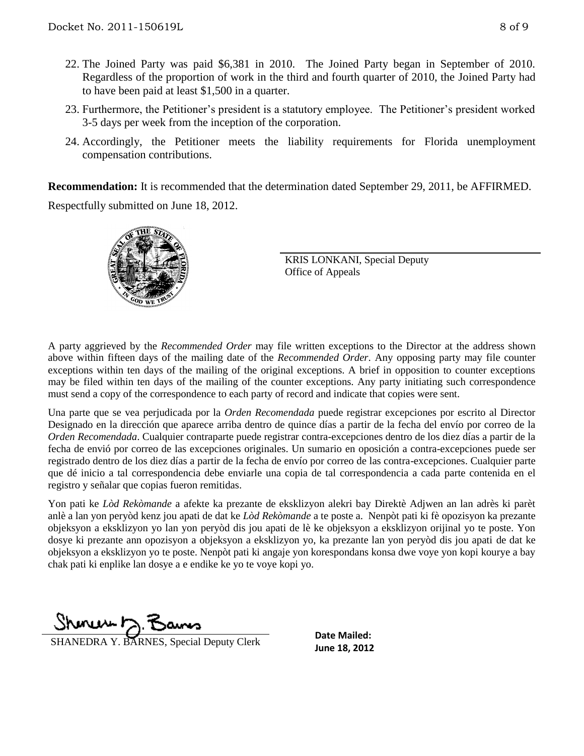22. The Joined Party was paid $6,381 in 2010. The Joined Party began in September of 2010. Regardless of the proportion of work in the third and fourth quarter of 2010, the Joined Party had to have been paid at least $1,500 in a quarter.

23. Furthermore, the Petitioner's president is a statutory employee. The Petitioner's president worked 3-5 days per week from the inception of the corporation.

24. Accordingly, the Petitioner meets the liability requirements for Florida unemployment compensation contributions.

**Recommendation:** It is recommended that the determination dated September 29, 2011, be AFFIRMED.

Respectfully submitted on June 18, 2012.

KRIS LONKANI, Special Deputy
Office of Appeals

A party aggrieved by the *Recommended Order* may file written exceptions to the Director at the address shown above within fifteen days of the mailing date of the *Recommended Order*. Any opposing party may file counter exceptions within ten days of the mailing of the original exceptions. A brief in opposition to counter exceptions may be filed within ten days of the mailing of the counter exceptions. Any party initiating such correspondence must send a copy of the correspondence to each party of record and indicate that copies were sent.

Una parte que se vea perjudicada por la *Orden Recomendada* puede registrar excepciones por escrito al Director Designado en la dirección que aparece arriba dentro de quince días a partir de la fecha del envío por correo de la *Orden Recomendada*. Cualquier contraparte puede registrar contra-excepciones dentro de los diez días a partir de la fecha de envió por correo de las excepciones originales. Un sumario en oposición a contra-excepciones puede ser registrado dentro de los diez días a partir de la fecha de envío por correo de las contra-excepciones. Cualquier parte que dé inicio a tal correspondencia debe enviarle una copia de tal correspondencia a cada parte contenida en el registro y señalar que copias fueron remitidas.

Yon pati ke *Lòd Rekòmande* a afekte ka prezante de eksklizyon alekri bay Direktè Adjwen an lan adrès ki parèt anlè a lan yon peryòd kenz jou apati de dat ke *Lòd Rekòmande* a te poste a. Nenpòt pati ki fè opozisyon ka prezante objeksyon a eksklizyon yo lan yon peryòd dis jou apati de lè ke objeksyon a eksklizyon orijinal yo te poste. Yon dosye ki prezante ann opozisyon a objeksyon a eksklizyon yo, ka prezante lan yon peryòd dis jou apati de dat ke objeksyon a eksklizyon yo te poste. Nenpòt pati ki angaje yon korespondans konsa dwe voye yon kopi kourye a bay chak pati ki enplike lan dosye a e endike ke yo te voye kopi yo.

SHANEDRA Y. BARNES, Special Deputy Clerk

**Date Mailed:**
**June 18, 2012**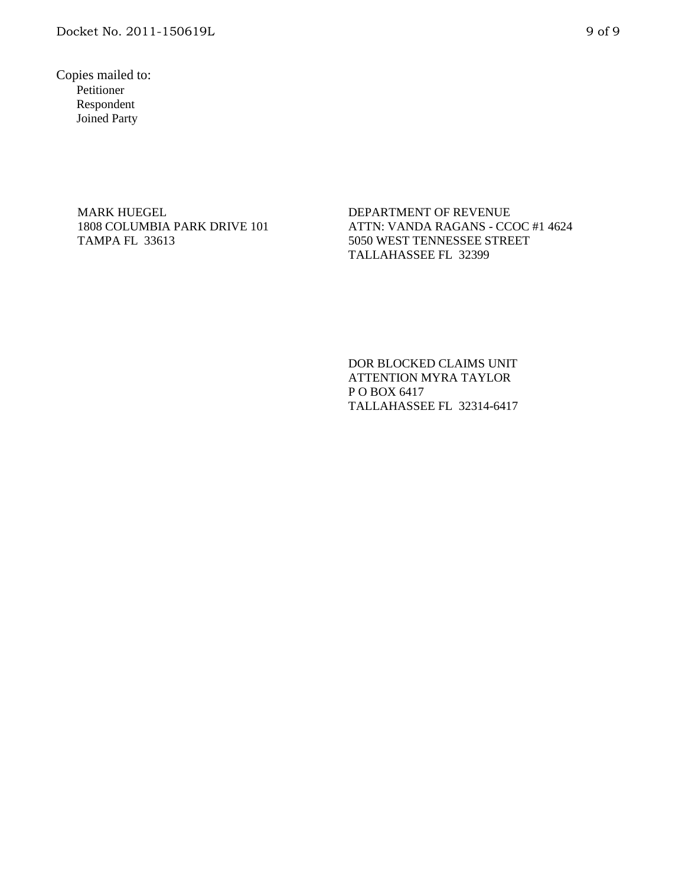Copies mailed to:
Petitioner
Respondent
Joined Party

MARK HUEGEL
1808 COLUMBIA PARK DRIVE 101
TAMPA FL 33613

DEPARTMENT OF REVENUE
ATTN: VANDA RAGANS - CCOC #1 4624
5050 WEST TENNESSEE STREET
TALLAHASSEE FL 32399

DOR BLOCKED CLAIMS UNIT
ATTENTION MYRA TAYLOR
P O BOX 6417
TALLAHASSEE FL 32314-6417